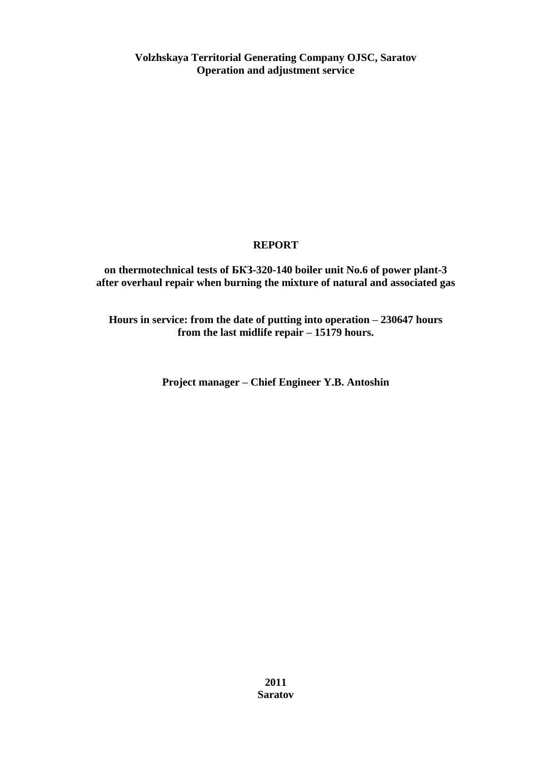**Volzhskaya Territorial Generating Company OJSC, Saratov**
**Operation and adjustment service**

# REPORT

**on thermotechnical tests of БКЗ-320-140 boiler unit No.6 of power plant-3 after overhaul repair when burning the mixture of natural and associated gas**

**Hours in service: from the date of putting into operation – 230647 hours from the last midlife repair – 15179 hours.**

**Project manager – Chief Engineer Y.B. Antoshin**

**2011**
**Saratov**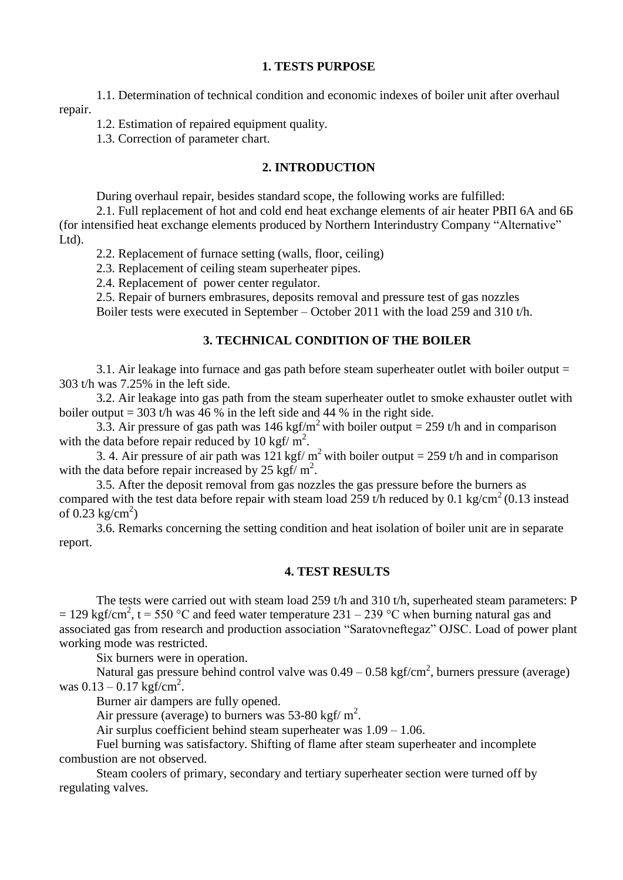## 1. TESTS PURPOSE

1.1. Determination of technical condition and economic indexes of boiler unit after overhaul repair.

1.2. Estimation of repaired equipment quality.

1.3. Correction of parameter chart.

## 2. INTRODUCTION

During overhaul repair, besides standard scope, the following works are fulfilled:

2.1. Full replacement of hot and cold end heat exchange elements of air heater РВП 6А and 6Б (for intensified heat exchange elements produced by Northern Interindustry Company "Alternative" Ltd).

2.2. Replacement of furnace setting (walls, floor, ceiling)

2.3. Replacement of ceiling steam superheater pipes.

2.4. Replacement of power center regulator.

2.5. Repair of burners embrasures, deposits removal and pressure test of gas nozzles

Boiler tests were executed in September – October 2011 with the load 259 and 310 t/h.

## 3. TECHNICAL CONDITION OF THE BOILER

3.1. Air leakage into furnace and gas path before steam superheater outlet with boiler output = 303 t/h was 7.25% in the left side.

3.2. Air leakage into gas path from the steam superheater outlet to smoke exhauster outlet with boiler output = 303 t/h was 46 % in the left side and 44 % in the right side.

3.3. Air pressure of gas path was 146 kgf/m$^2$ with boiler output = 259 t/h and in comparison with the data before repair reduced by 10 kgf/ m$^2$.

3. 4. Air pressure of air path was 121 kgf/ m$^2$ with boiler output = 259 t/h and in comparison with the data before repair increased by 25 kgf/ m$^2$.

3.5. After the deposit removal from gas nozzles the gas pressure before the burners as compared with the test data before repair with steam load 259 t/h reduced by 0.1 kg/cm$^2$ (0.13 instead of 0.23 kg/cm$^2$)

3.6. Remarks concerning the setting condition and heat isolation of boiler unit are in separate report.

## 4. TEST RESULTS

The tests were carried out with steam load 259 t/h and 310 t/h, superheated steam parameters: P = 129 kgf/cm$^2$, t = 550 °C and feed water temperature 231 – 239 °C when burning natural gas and associated gas from research and production association "Saratovneftegaz" OJSC. Load of power plant working mode was restricted.

Six burners were in operation.

Natural gas pressure behind control valve was 0.49 – 0.58 kgf/cm$^2$, burners pressure (average) was 0.13 – 0.17 kgf/cm$^2$.

Burner air dampers are fully opened.

Air pressure (average) to burners was 53-80 kgf/ m$^2$.

Air surplus coefficient behind steam superheater was 1.09 – 1.06.

Fuel burning was satisfactory. Shifting of flame after steam superheater and incomplete combustion are not observed.

Steam coolers of primary, secondary and tertiary superheater section were turned off by regulating valves.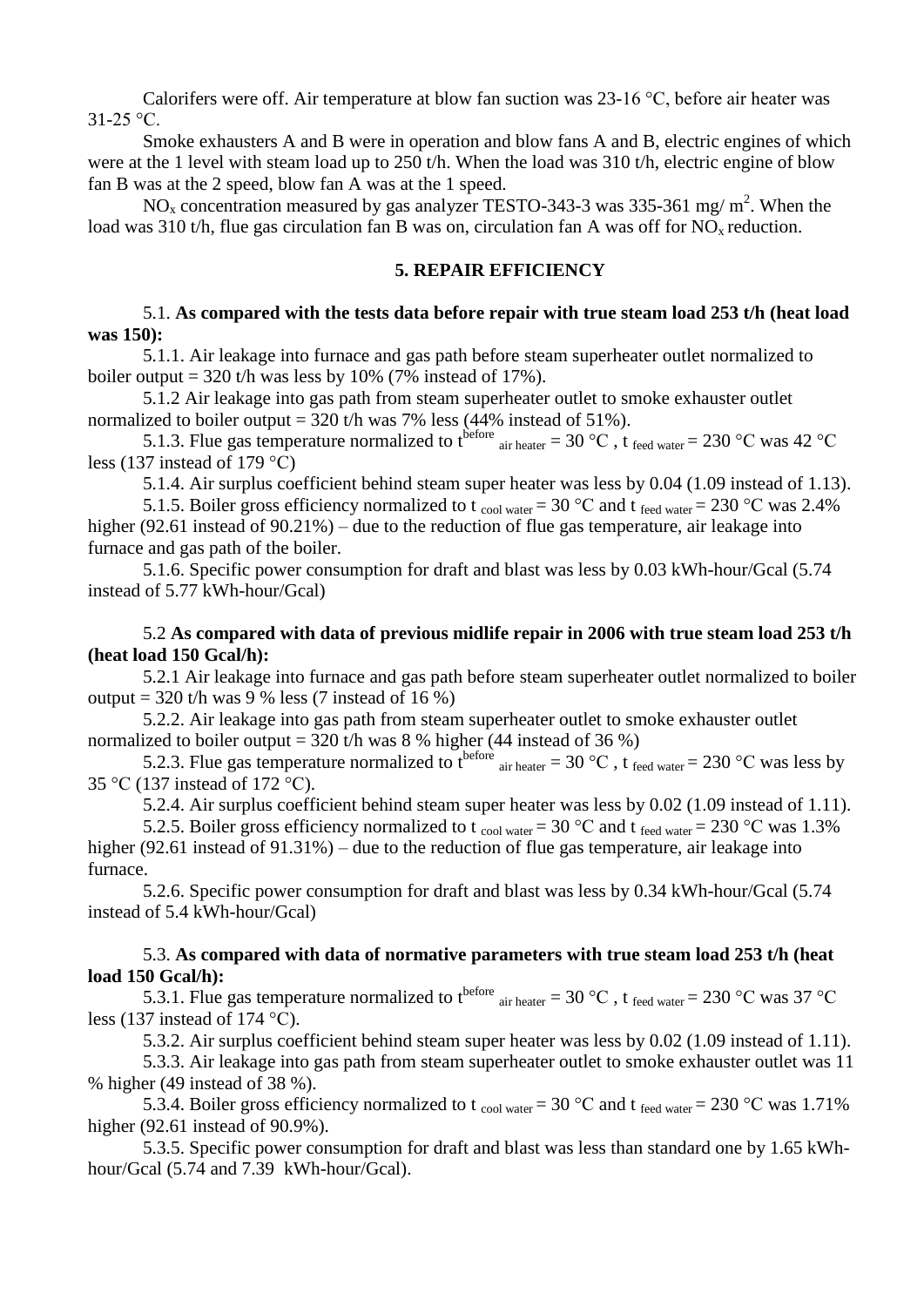Calorifers were off. Air temperature at blow fan suction was 23-16 °C, before air heater was 31-25 °C.

Smoke exhausters A and B were in operation and blow fans A and B, electric engines of which were at the 1 level with steam load up to 250 t/h. When the load was 310 t/h, electric engine of blow fan B was at the 2 speed, blow fan A was at the 1 speed.

$NO_x$ concentration measured by gas analyzer TESTO-343-3 was 335-361 mg/ $m^2$. When the load was 310 t/h, flue gas circulation fan B was on, circulation fan A was off for $NO_x$ reduction.

## 5. REPAIR EFFICIENCY

5.1. **As compared with the tests data before repair with true steam load 253 t/h (heat load was 150):**

5.1.1. Air leakage into furnace and gas path before steam superheater outlet normalized to boiler output = 320 t/h was less by 10% (7% instead of 17%).

5.1.2 Air leakage into gas path from steam superheater outlet to smoke exhauster outlet normalized to boiler output = 320 t/h was 7% less (44% instead of 51%).

5.1.3. Flue gas temperature normalized to $t^{before}_{air\ heater}$ = 30 °C , $t_{feed\ water}$ = 230 °C was 42 °C less (137 instead of 179 °C)

5.1.4. Air surplus coefficient behind steam super heater was less by 0.04 (1.09 instead of 1.13).

5.1.5. Boiler gross efficiency normalized to $t_{cool\ water}$ = 30 °C and $t_{feed\ water}$ = 230 °C was 2.4% higher (92.61 instead of 90.21%) – due to the reduction of flue gas temperature, air leakage into furnace and gas path of the boiler.

5.1.6. Specific power consumption for draft and blast was less by 0.03 kWh-hour/Gcal (5.74 instead of 5.77 kWh-hour/Gcal)

5.2 **As compared with data of previous midlife repair in 2006 with true steam load 253 t/h (heat load 150 Gcal/h):**

5.2.1 Air leakage into furnace and gas path before steam superheater outlet normalized to boiler output = 320 t/h was 9 % less (7 instead of 16 %)

5.2.2. Air leakage into gas path from steam superheater outlet to smoke exhauster outlet normalized to boiler output = 320 t/h was 8 % higher (44 instead of 36 %)

5.2.3. Flue gas temperature normalized to $t^{before}_{air\ heater}$ = 30 °C , $t_{feed\ water}$ = 230 °C was less by 35 °C (137 instead of 172 °C).

5.2.4. Air surplus coefficient behind steam super heater was less by 0.02 (1.09 instead of 1.11).

5.2.5. Boiler gross efficiency normalized to $t_{cool\ water}$ = 30 °C and $t_{feed\ water}$ = 230 °C was 1.3% higher (92.61 instead of 91.31%) – due to the reduction of flue gas temperature, air leakage into furnace.

5.2.6. Specific power consumption for draft and blast was less by 0.34 kWh-hour/Gcal (5.74 instead of 5.4 kWh-hour/Gcal)

5.3. **As compared with data of normative parameters with true steam load 253 t/h (heat load 150 Gcal/h):**

5.3.1. Flue gas temperature normalized to $t^{before}_{air\ heater}$ = 30 °C , $t_{feed\ water}$ = 230 °C was 37 °C less (137 instead of 174 °C).

5.3.2. Air surplus coefficient behind steam super heater was less by 0.02 (1.09 instead of 1.11).

5.3.3. Air leakage into gas path from steam superheater outlet to smoke exhauster outlet was 11 % higher (49 instead of 38 %).

5.3.4. Boiler gross efficiency normalized to $t_{cool\ water}$ = 30 °C and $t_{feed\ water}$ = 230 °C was 1.71% higher (92.61 instead of 90.9%).

5.3.5. Specific power consumption for draft and blast was less than standard one by 1.65 kWh-hour/Gcal (5.74 and 7.39 kWh-hour/Gcal).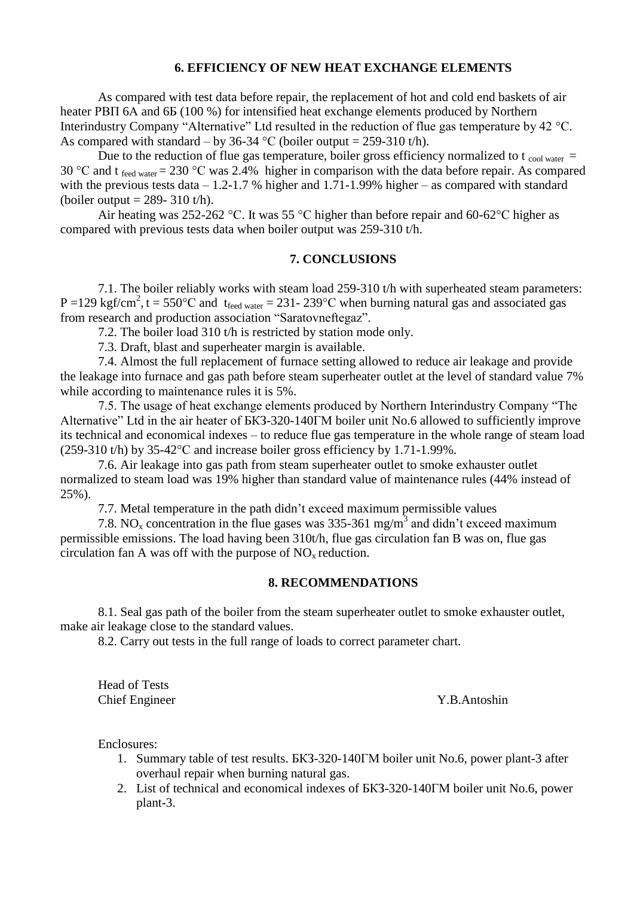## 6. EFFICIENCY OF NEW HEAT EXCHANGE ELEMENTS

As compared with test data before repair, the replacement of hot and cold end baskets of air heater РВП 6А and 6Б (100 %) for intensified heat exchange elements produced by Northern Interindustry Company "Alternative" Ltd resulted in the reduction of flue gas temperature by 42 °C. As compared with standard – by 36-34 °C (boiler output = 259-310 t/h).

Due to the reduction of flue gas temperature, boiler gross efficiency normalized to $t_{cool\ water}$ = 30 °C and $t_{feed\ water}$ = 230 °C was 2.4% higher in comparison with the data before repair. As compared with the previous tests data – 1.2-1.7 % higher and 1.71-1.99% higher – as compared with standard (boiler output = 289- 310 t/h).

Air heating was 252-262 °C. It was 55 °C higher than before repair and 60-62°C higher as compared with previous tests data when boiler output was 259-310 t/h.

## 7. CONCLUSIONS

7.1. The boiler reliably works with steam load 259-310 t/h with superheated steam parameters: P =129 kgf/cm$^2$, t = 550°C and $t_{feed\ water}$ = 231- 239°C when burning natural gas and associated gas from research and production association "Saratovneftegaz".

7.2. The boiler load 310 t/h is restricted by station mode only.

7.3. Draft, blast and superheater margin is available.

7.4. Almost the full replacement of furnace setting allowed to reduce air leakage and provide the leakage into furnace and gas path before steam superheater outlet at the level of standard value 7% while according to maintenance rules it is 5%.

7.5. The usage of heat exchange elements produced by Northern Interindustry Company "The Alternative" Ltd in the air heater of БКЗ-320-140ГМ boiler unit No.6 allowed to sufficiently improve its technical and economical indexes – to reduce flue gas temperature in the whole range of steam load (259-310 t/h) by 35-42°C and increase boiler gross efficiency by 1.71-1.99%.

7.6. Air leakage into gas path from steam superheater outlet to smoke exhauster outlet normalized to steam load was 19% higher than standard value of maintenance rules (44% instead of 25%).

7.7. Metal temperature in the path didn't exceed maximum permissible values

7.8. $NO_x$ concentration in the flue gases was 335-361 mg/m$^3$ and didn't exceed maximum permissible emissions. The load having been 310t/h, flue gas circulation fan B was on, flue gas circulation fan A was off with the purpose of $NO_x$ reduction.

## 8. RECOMMENDATIONS

8.1. Seal gas path of the boiler from the steam superheater outlet to smoke exhauster outlet, make air leakage close to the standard values.

8.2. Carry out tests in the full range of loads to correct parameter chart.

Head of Tests
Chief Engineer Y.B.Antoshin

Enclosures:

1. Summary table of test results. БКЗ-320-140ГМ boiler unit No.6, power plant-3 after overhaul repair when burning natural gas.
2. List of technical and economical indexes of БКЗ-320-140ГМ boiler unit No.6, power plant-3.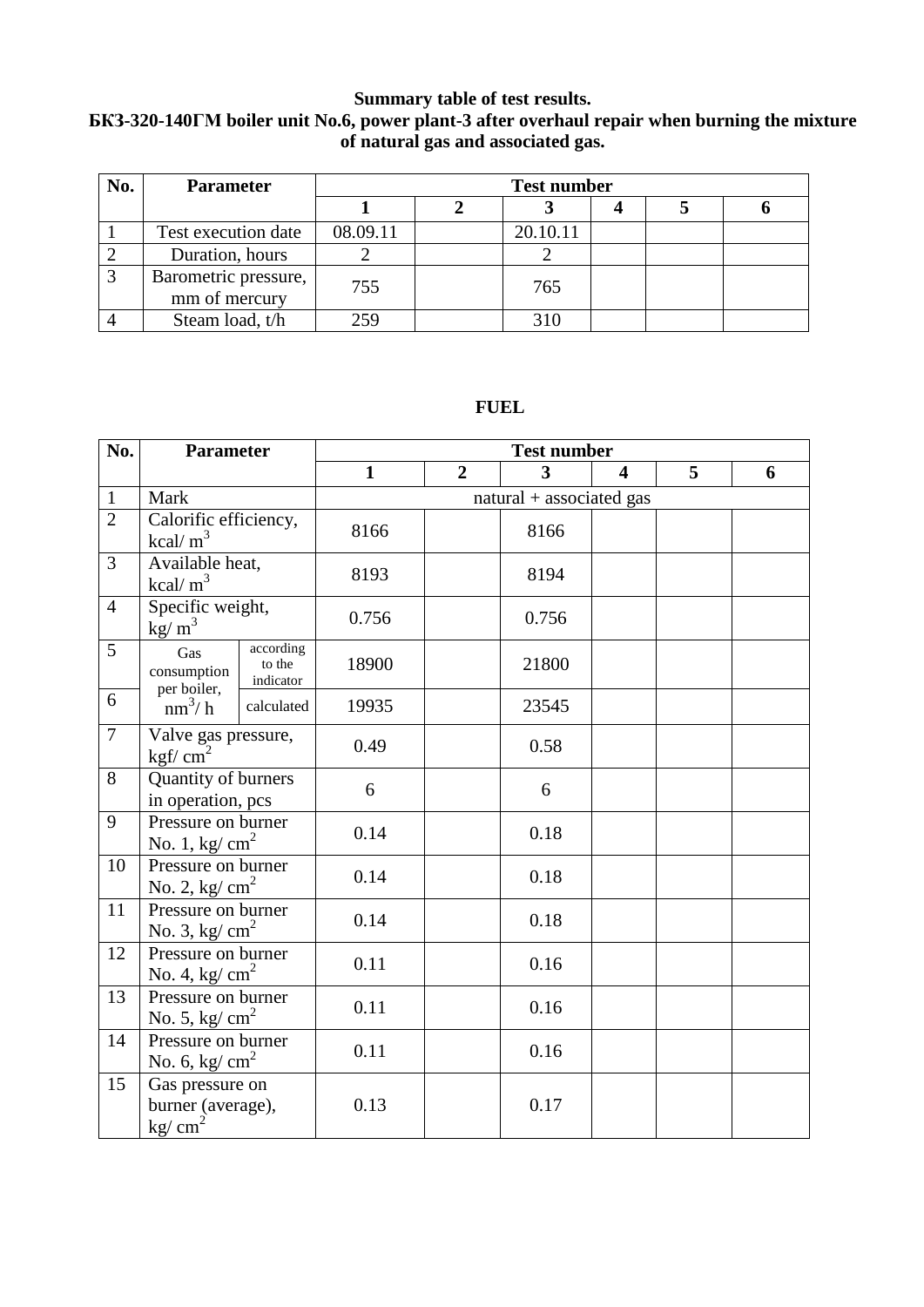**Summary table of test results.**
**БКЗ-320-140ГМ boiler unit No.6, power plant-3 after overhaul repair when burning the mixture of natural gas and associated gas.**

| No. | Parameter | Test number | | | | | |
|---|---|---|---|---|---|---|---|
| | | **1** | **2** | **3** | **4** | **5** | **6** |
| 1 | Test execution date | 08.09.11 | | 20.10.11 | | | |
| 2 | Duration, hours | 2 | | 2 | | | |
| 3 | Barometric pressure, mm of mercury | 755 | | 765 | | | |
| 4 | Steam load, t/h | 259 | | 310 | | | |

**FUEL**

| No. | Parameter | | Test number | | | | | |
|---|---|---|---|---|---|---|---|---|
| | | | **1** | **2** | **3** | **4** | **5** | **6** |
| 1 | Mark | | natural + associated gas | | | | | |
| 2 | Calorific efficiency, kcal/ $m^3$ | | 8166 | | 8166 | | | |
| 3 | Available heat, kcal/ $m^3$ | | 8193 | | 8194 | | | |
| 4 | Specific weight, kg/ $m^3$ | | 0.756 | | 0.756 | | | |
| 5 | Gas consumption per boiler, $nm^3$/ h | according to the indicator | 18900 | | 21800 | | | |
| 6 | | calculated | 19935 | | 23545 | | | |
| 7 | Valve gas pressure, kgf/ $cm^2$ | | 0.49 | | 0.58 | | | |
| 8 | Quantity of burners in operation, pcs | | 6 | | 6 | | | |
| 9 | Pressure on burner No. 1, kg/ $cm^2$ | | 0.14 | | 0.18 | | | |
| 10 | Pressure on burner No. 2, kg/ $cm^2$ | | 0.14 | | 0.18 | | | |
| 11 | Pressure on burner No. 3, kg/ $cm^2$ | | 0.14 | | 0.18 | | | |
| 12 | Pressure on burner No. 4, kg/ $cm^2$ | | 0.11 | | 0.16 | | | |
| 13 | Pressure on burner No. 5, kg/ $cm^2$ | | 0.11 | | 0.16 | | | |
| 14 | Pressure on burner No. 6, kg/ $cm^2$ | | 0.11 | | 0.16 | | | |
| 15 | Gas pressure on burner (average), kg/ $cm^2$ | | 0.13 | | 0.17 | | | |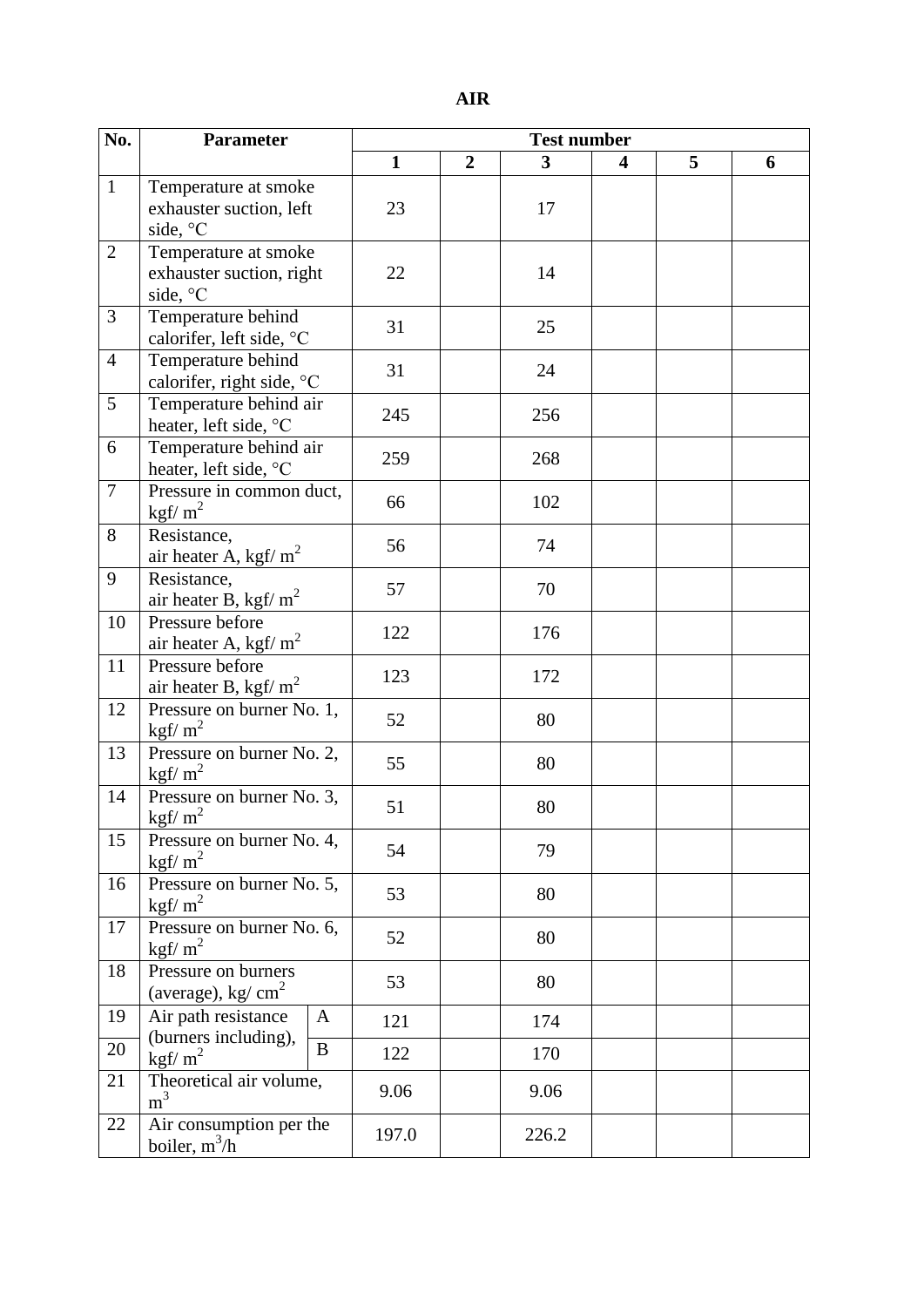**AIR**

| No. | Parameter | | Test number | | | | | |
|---|---|---|---|---|---|---|---|---|
| | | | 1 | 2 | 3 | 4 | 5 | 6 |
| 1 | Temperature at smoke exhauster suction, left side, °C | | 23 | | 17 | | | |
| 2 | Temperature at smoke exhauster suction, right side, °C | | 22 | | 14 | | | |
| 3 | Temperature behind calorifer, left side, °C | | 31 | | 25 | | | |
| 4 | Temperature behind calorifer, right side, °C | | 31 | | 24 | | | |
| 5 | Temperature behind air heater, left side, °C | | 245 | | 256 | | | |
| 6 | Temperature behind air heater, left side, °C | | 259 | | 268 | | | |
| 7 | Pressure in common duct, kgf/ $m^2$ | | 66 | | 102 | | | |
| 8 | Resistance, air heater A, kgf/ $m^2$ | | 56 | | 74 | | | |
| 9 | Resistance, air heater B, kgf/ $m^2$ | | 57 | | 70 | | | |
| 10 | Pressure before air heater A, kgf/ $m^2$ | | 122 | | 176 | | | |
| 11 | Pressure before air heater B, kgf/ $m^2$ | | 123 | | 172 | | | |
| 12 | Pressure on burner No. 1, kgf/ $m^2$ | | 52 | | 80 | | | |
| 13 | Pressure on burner No. 2, kgf/ $m^2$ | | 55 | | 80 | | | |
| 14 | Pressure on burner No. 3, kgf/ $m^2$ | | 51 | | 80 | | | |
| 15 | Pressure on burner No. 4, kgf/ $m^2$ | | 54 | | 79 | | | |
| 16 | Pressure on burner No. 5, kgf/ $m^2$ | | 53 | | 80 | | | |
| 17 | Pressure on burner No. 6, kgf/ $m^2$ | | 52 | | 80 | | | |
| 18 | Pressure on burners (average), kg/ $cm^2$ | | 53 | | 80 | | | |
| 19 | Air path resistance (burners including), kgf/ $m^2$ | A | 121 | | 174 | | | |
| 20 | | B | 122 | | 170 | | | |
| 21 | Theoretical air volume, $m^3$ | | 9.06 | | 9.06 | | | |
| 22 | Air consumption per the boiler, $m^3$/h | | 197.0 | | 226.2 | | | |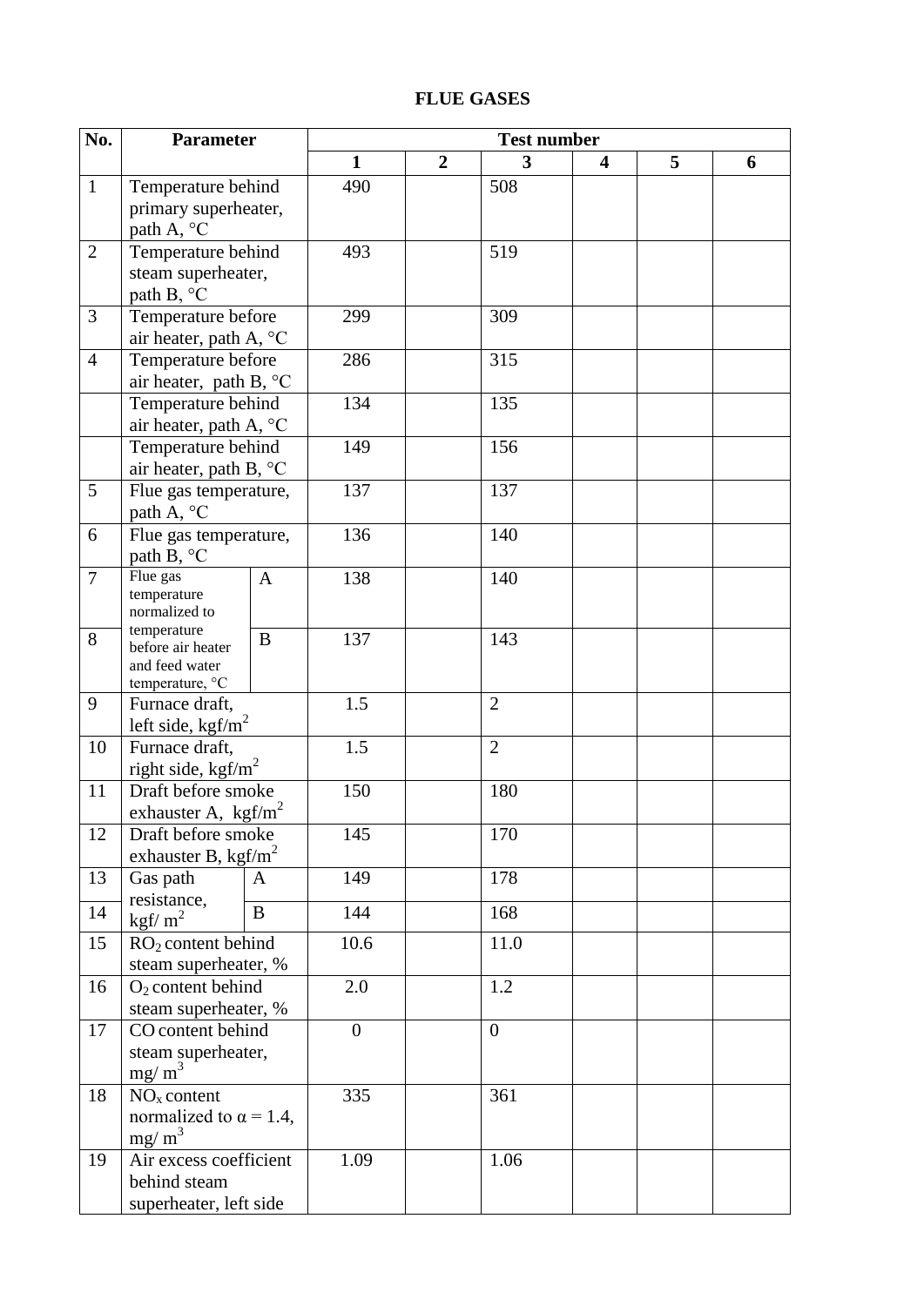**FLUE GASES**

| No. | Parameter | | Test number | | | | | |
|---|---|---|---|---|---|---|---|---|
| | | | 1 | 2 | 3 | 4 | 5 | 6 |
| 1 | Temperature behind primary superheater, path A, °C | | 490 | | 508 | | | |
| 2 | Temperature behind steam superheater, path B, °C | | 493 | | 519 | | | |
| 3 | Temperature before air heater, path A, °C | | 299 | | 309 | | | |
| 4 | Temperature before air heater, path B, °C | | 286 | | 315 | | | |
| | Temperature behind air heater, path A, °C | | 134 | | 135 | | | |
| | Temperature behind air heater, path B, °C | | 149 | | 156 | | | |
| 5 | Flue gas temperature, path A, °C | | 137 | | 137 | | | |
| 6 | Flue gas temperature, path B, °C | | 136 | | 140 | | | |
| 7 | Flue gas temperature normalized to temperature before air heater and feed water temperature, °C | A | 138 | | 140 | | | |
| 8 | | B | 137 | | 143 | | | |
| 9 | Furnace draft, left side, $kgf/m^2$ | | 1.5 | | 2 | | | |
| 10 | Furnace draft, right side, $kgf/m^2$ | | 1.5 | | 2 | | | |
| 11 | Draft before smoke exhauster A, $kgf/m^2$ | | 150 | | 180 | | | |
| 12 | Draft before smoke exhauster B, $kgf/m^2$ | | 145 | | 170 | | | |
| 13 | Gas path resistance, $kgf/m^2$ | A | 149 | | 178 | | | |
| 14 | | B | 144 | | 168 | | | |
| 15 | $RO_2$ content behind steam superheater, % | | 10.6 | | 11.0 | | | |
| 16 | $O_2$ content behind steam superheater, % | | 2.0 | | 1.2 | | | |
| 17 | CO content behind steam superheater, $mg/m^3$ | | 0 | | 0 | | | |
| 18 | $NO_x$ content normalized to $\alpha = 1.4$, $mg/m^3$ | | 335 | | 361 | | | |
| 19 | Air excess coefficient behind steam superheater, left side | | 1.09 | | 1.06 | | | |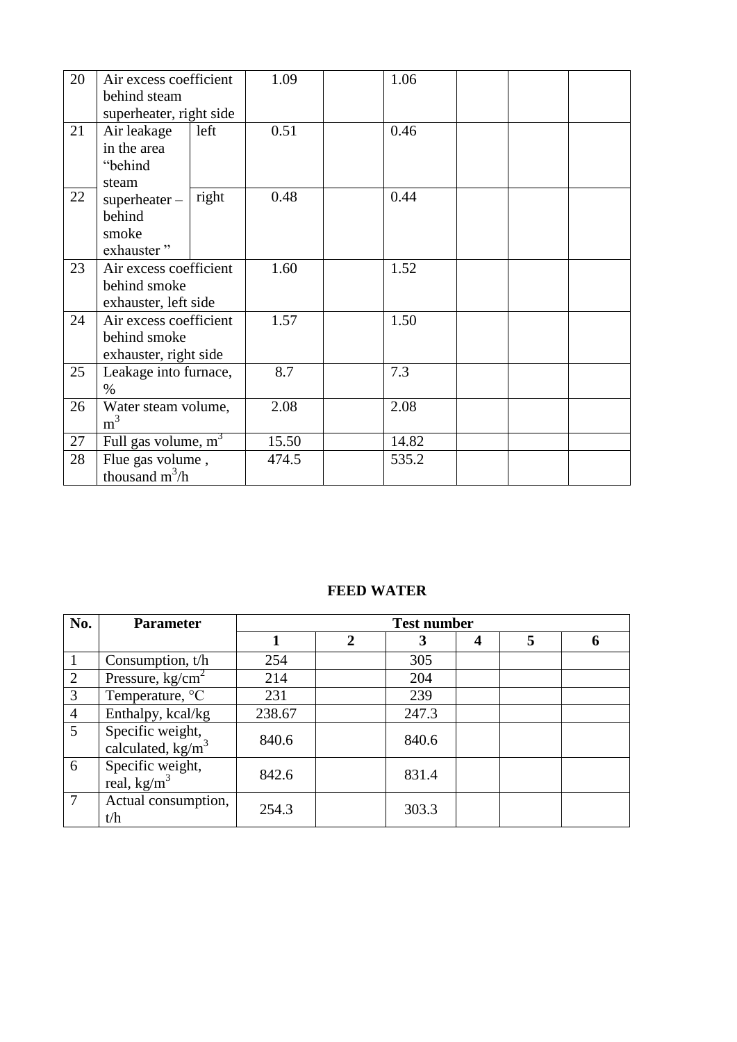| 20 | Air excess coefficient behind steam superheater, right side | | 1.09 | | 1.06 | | | |
|---|---|---|---|---|---|---|---|---|
| 21 | Air leakage in the area "behind steam superheater – behind smoke exhauster" | left | 0.51 | | 0.46 | | | |
| 22 | | right | 0.48 | | 0.44 | | | |
| 23 | Air excess coefficient behind smoke exhauster, left side | | 1.60 | | 1.52 | | | |
| 24 | Air excess coefficient behind smoke exhauster, right side | | 1.57 | | 1.50 | | | |
| 25 | Leakage into furnace, % | | 8.7 | | 7.3 | | | |
| 26 | Water steam volume, $m^3$ | | 2.08 | | 2.08 | | | |
| 27 | Full gas volume, $m^3$ | | 15.50 | | 14.82 | | | |
| 28 | Flue gas volume , thousand $m^3$/h | | 474.5 | | 535.2 | | | |

**FEED WATER**

| No. | Parameter | Test number | | | | | |
|---|---|---|---|---|---|---|---|
| | | 1 | 2 | 3 | 4 | 5 | 6 |
| 1 | Consumption, t/h | 254 | | 305 | | | |
| 2 | Pressure, kg/$cm^2$ | 214 | | 204 | | | |
| 3 | Temperature, °C | 231 | | 239 | | | |
| 4 | Enthalpy, kcal/kg | 238.67 | | 247.3 | | | |
| 5 | Specific weight, calculated, kg/$m^3$ | 840.6 | | 840.6 | | | |
| 6 | Specific weight, real, kg/$m^3$ | 842.6 | | 831.4 | | | |
| 7 | Actual consumption, t/h | 254.3 | | 303.3 | | | |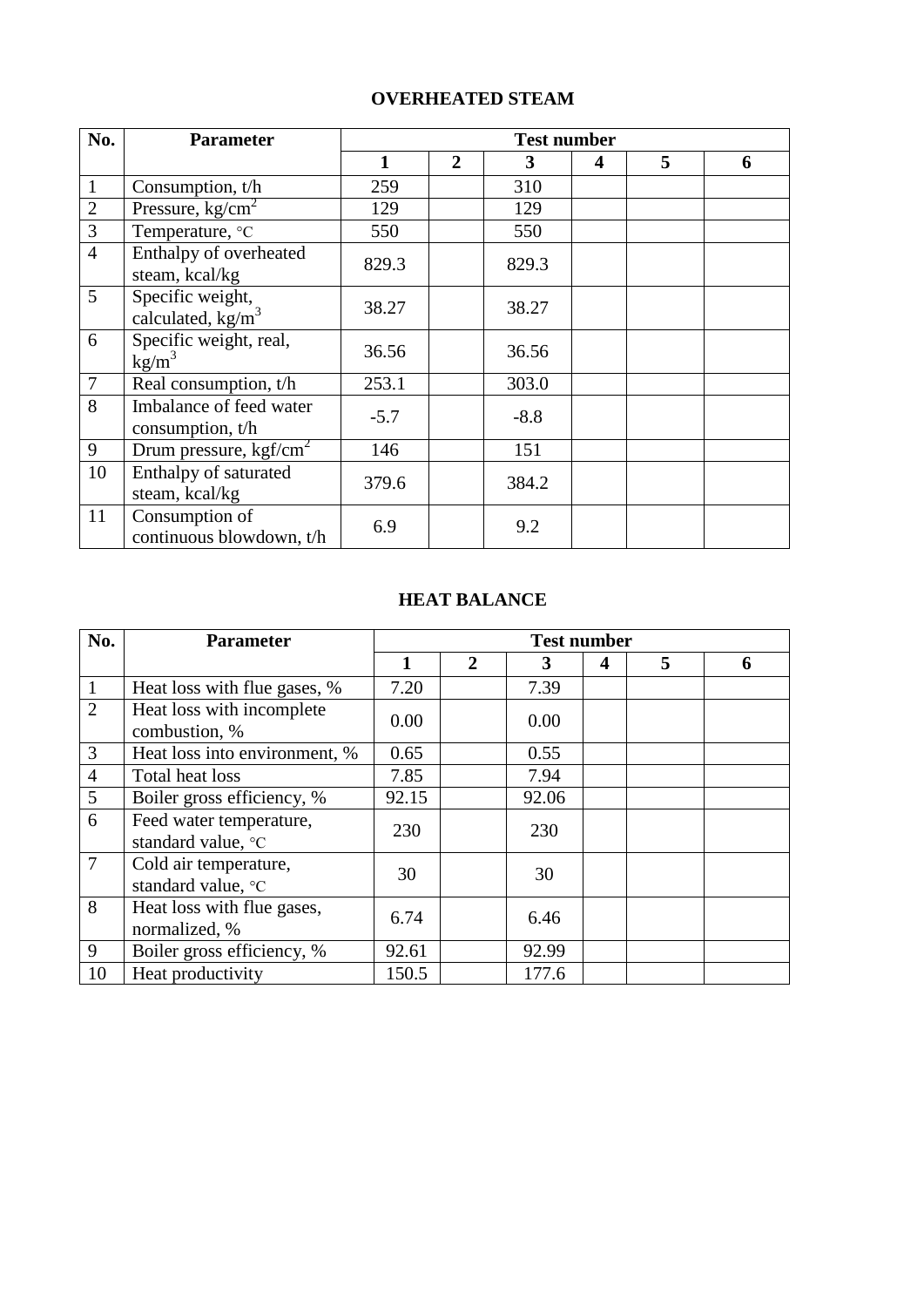## OVERHEATED STEAM

| No. | Parameter | Test number | | | | | |
|---|---|---|---|---|---|---|---|
| | | 1 | 2 | 3 | 4 | 5 | 6 |
| 1 | Consumption, t/h | 259 | | 310 | | | |
| 2 | Pressure, kg/cm$^2$ | 129 | | 129 | | | |
| 3 | Temperature, °C | 550 | | 550 | | | |
| 4 | Enthalpy of overheated steam, kcal/kg | 829.3 | | 829.3 | | | |
| 5 | Specific weight, calculated, kg/m$^3$ | 38.27 | | 38.27 | | | |
| 6 | Specific weight, real, kg/m$^3$ | 36.56 | | 36.56 | | | |
| 7 | Real consumption, t/h | 253.1 | | 303.0 | | | |
| 8 | Imbalance of feed water consumption, t/h | -5.7 | | -8.8 | | | |
| 9 | Drum pressure, kgf/cm$^2$ | 146 | | 151 | | | |
| 10 | Enthalpy of saturated steam, kcal/kg | 379.6 | | 384.2 | | | |
| 11 | Consumption of continuous blowdown, t/h | 6.9 | | 9.2 | | | |

## HEAT BALANCE

| No. | Parameter | Test number | | | | | |
|---|---|---|---|---|---|---|---|
| | | 1 | 2 | 3 | 4 | 5 | 6 |
| 1 | Heat loss with flue gases, % | 7.20 | | 7.39 | | | |
| 2 | Heat loss with incomplete combustion, % | 0.00 | | 0.00 | | | |
| 3 | Heat loss into environment, % | 0.65 | | 0.55 | | | |
| 4 | Total heat loss | 7.85 | | 7.94 | | | |
| 5 | Boiler gross efficiency, % | 92.15 | | 92.06 | | | |
| 6 | Feed water temperature, standard value, °C | 230 | | 230 | | | |
| 7 | Cold air temperature, standard value, °C | 30 | | 30 | | | |
| 8 | Heat loss with flue gases, normalized, % | 6.74 | | 6.46 | | | |
| 9 | Boiler gross efficiency, % | 92.61 | | 92.99 | | | |
| 10 | Heat productivity | 150.5 | | 177.6 | | | |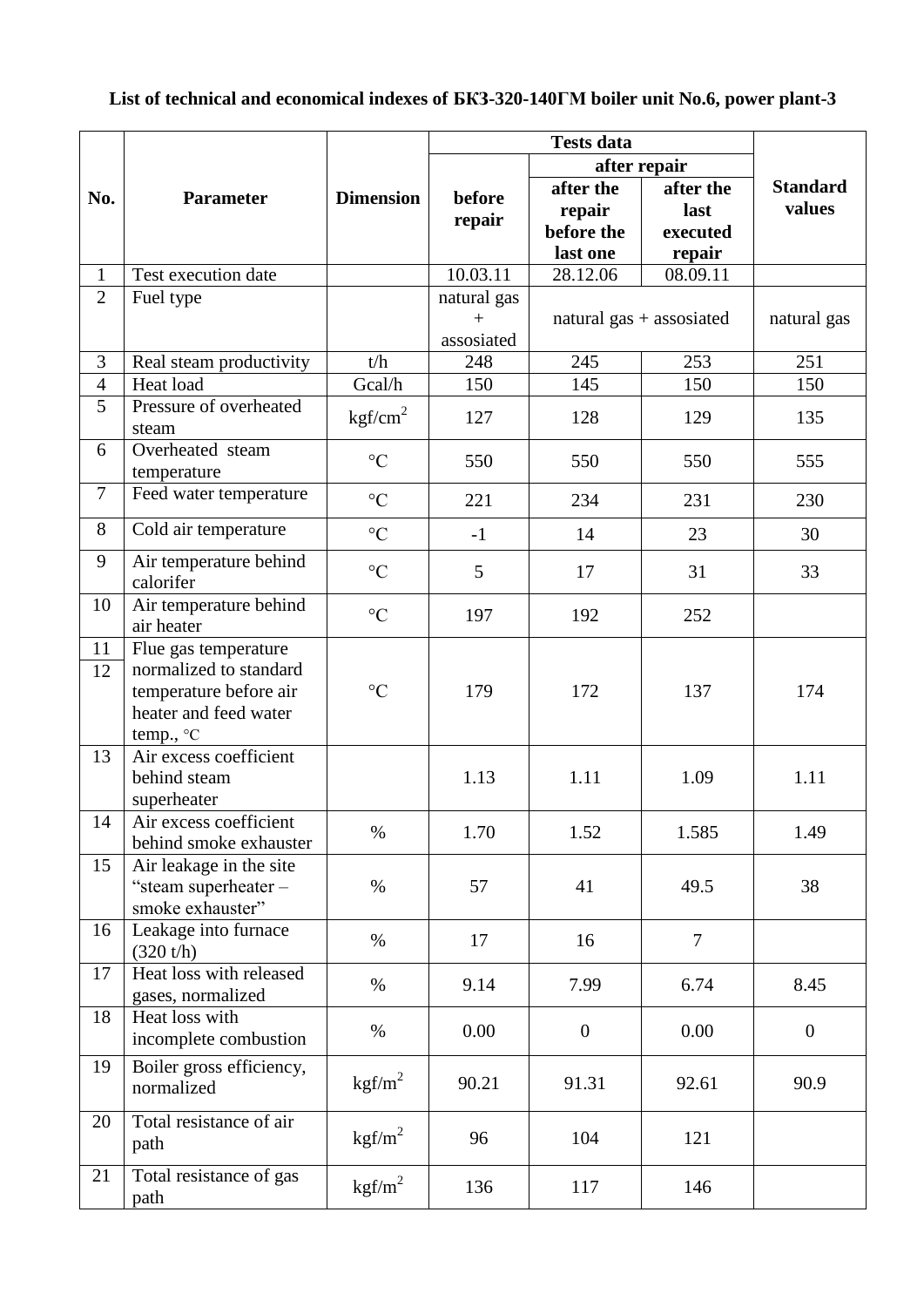**List of technical and economical indexes of БКЗ-320-140ГМ boiler unit No.6, power plant-3**

| No. | Parameter | Dimension | Tests data | | | Standard values |
|---|---|---|---|---|---|---|
| | | | before repair | after repair | | |
| | | | | after the repair before the last one | after the last executed repair | |
| 1 | Test execution date | | 10.03.11 | 28.12.06 | 08.09.11 | |
| 2 | Fuel type | | natural gas + assosiated | natural gas + assosiated | | natural gas |
| 3 | Real steam productivity | t/h | 248 | 245 | 253 | 251 |
| 4 | Heat load | Gcal/h | 150 | 145 | 150 | 150 |
| 5 | Pressure of overheated steam | kgf/cm$^2$ | 127 | 128 | 129 | 135 |
| 6 | Overheated steam temperature | °C | 550 | 550 | 550 | 555 |
| 7 | Feed water temperature | °C | 221 | 234 | 231 | 230 |
| 8 | Cold air temperature | °C | -1 | 14 | 23 | 30 |
| 9 | Air temperature behind calorifer | °C | 5 | 17 | 31 | 33 |
| 10 | Air temperature behind air heater | °C | 197 | 192 | 252 | |
| 11<br>12 | Flue gas temperature normalized to standard temperature before air heater and feed water temp., °C | °C | 179 | 172 | 137 | 174 |
| 13 | Air excess coefficient behind steam superheater | | 1.13 | 1.11 | 1.09 | 1.11 |
| 14 | Air excess coefficient behind smoke exhauster | % | 1.70 | 1.52 | 1.585 | 1.49 |
| 15 | Air leakage in the site "steam superheater – smoke exhauster" | % | 57 | 41 | 49.5 | 38 |
| 16 | Leakage into furnace (320 t/h) | % | 17 | 16 | 7 | |
| 17 | Heat loss with released gases, normalized | % | 9.14 | 7.99 | 6.74 | 8.45 |
| 18 | Heat loss with incomplete combustion | % | 0.00 | 0 | 0.00 | 0 |
| 19 | Boiler gross efficiency, normalized | kgf/m$^2$ | 90.21 | 91.31 | 92.61 | 90.9 |
| 20 | Total resistance of air path | kgf/m$^2$ | 96 | 104 | 121 | |
| 21 | Total resistance of gas path | kgf/m$^2$ | 136 | 117 | 146 | |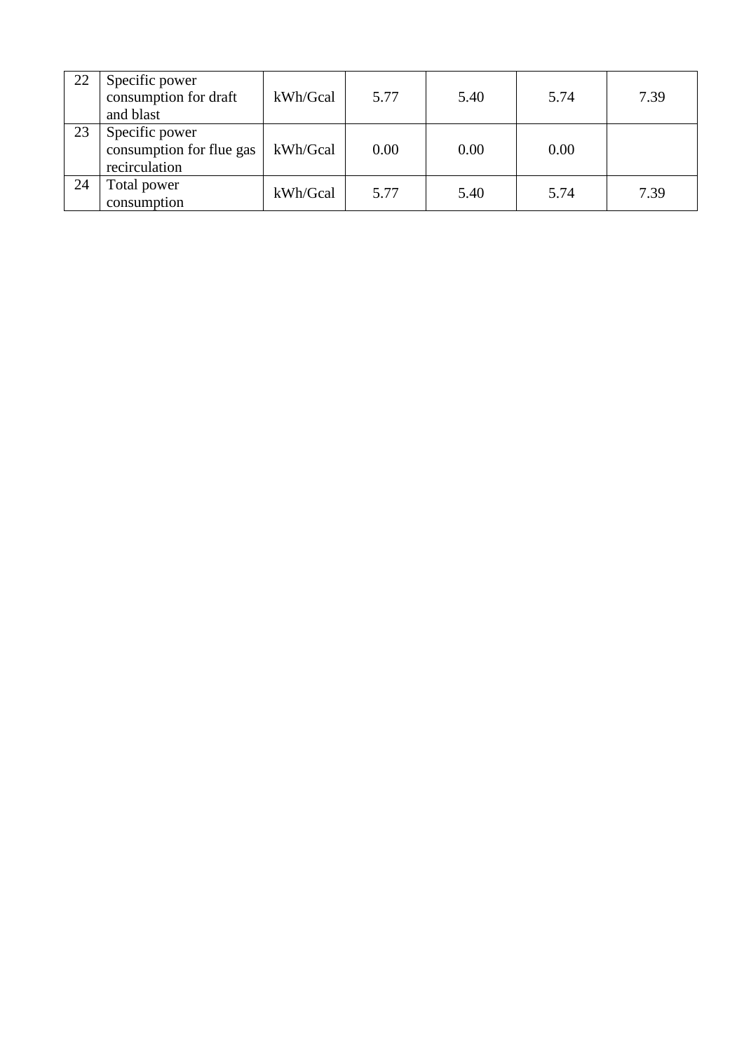| | | | | | | |
|---|---|---|---|---|---|---|
| 22 | Specific power consumption for draft and blast | kWh/Gcal | 5.77 | 5.40 | 5.74 | 7.39 |
| 23 | Specific power consumption for flue gas recirculation | kWh/Gcal | 0.00 | 0.00 | 0.00 | |
| 24 | Total power consumption | kWh/Gcal | 5.77 | 5.40 | 5.74 | 7.39 |